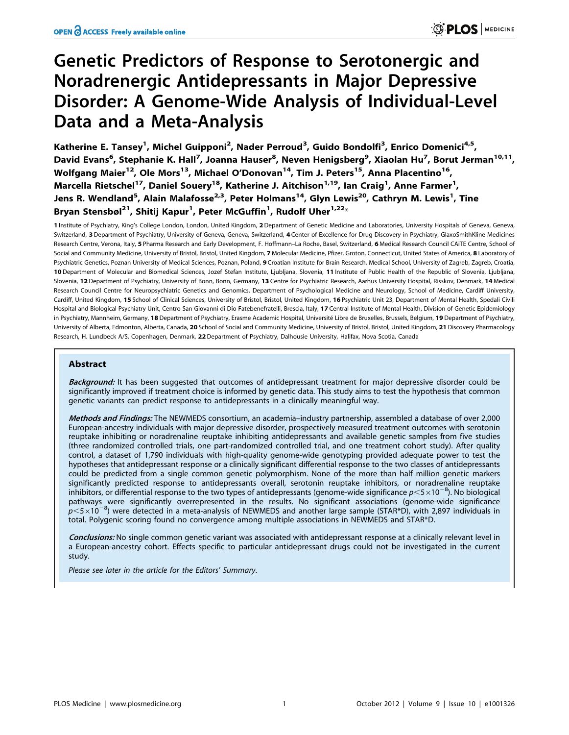# Genetic Predictors of Response to Serotonergic and Noradrenergic Antidepressants in Major Depressive Disorder: A Genome-Wide Analysis of Individual-Level Data and a Meta-Analysis

Katherine E. Tansey[1], Michel Guipponi[2], Nader Perroud[3], Guido Bondolfi[3], Enrico Domenici[4,5], David Evans[6], Stephanie K. Hall[7], Joanna Hauser[8], Neven Henigsberg[9], Xiaolan Hu[7], Borut Jerman[10,11], Wolfgang Maier[12], Ole Mors[13], Michael O'Donovan[14], Tim J. Peters[15], Anna Placentino[16], Marcella Rietschel[17], Daniel Souery[18], Katherine J. Aitchison[1,19], Ian Craig[1], Anne Farmer[1], Jens R. Wendland[5], Alain Malafosse[2,3], Peter Holmans[14], Glyn Lewis[20], Cathryn M. Lewis[1], Tine Bryan Stensbøl[21], Shitij Kapur[1], Peter McGuffin[1], Rudolf Uher[1,22]*

**1** Institute of Psychiatry, King's College London, London, United Kingdom, **2** Department of Genetic Medicine and Laboratories, University Hospitals of Geneva, Geneva, Switzerland, **3** Department of Psychiatry, University of Geneva, Geneva, Switzerland, **4** Center of Excellence for Drug Discovery in Psychiatry, GlaxoSmithKline Medicines Research Centre, Verona, Italy, **5** Pharma Research and Early Development, F. Hoffmann–La Roche, Basel, Switzerland, **6** Medical Research Council CAiTE Centre, School of Social and Community Medicine, University of Bristol, Bristol, United Kingdom, **7** Molecular Medicine, Pfizer, Groton, Connecticut, United States of America, **8** Laboratory of Psychiatric Genetics, Poznan University of Medical Sciences, Poznan, Poland, **9** Croatian Institute for Brain Research, Medical School, University of Zagreb, Zagreb, Croatia, **10** Department of Molecular and Biomedical Sciences, Jozef Stefan Institute, Ljubljana, Slovenia, **11** Institute of Public Health of the Republic of Slovenia, Ljubljana, Slovenia, **12** Department of Psychiatry, University of Bonn, Bonn, Germany, **13** Centre for Psychiatric Research, Aarhus University Hospital, Risskov, Denmark, **14** Medical Research Council Centre for Neuropsychiatric Genetics and Genomics, Department of Psychological Medicine and Neurology, School of Medicine, Cardiff University, Cardiff, United Kingdom, **15** School of Clinical Sciences, University of Bristol, Bristol, United Kingdom, **16** Psychiatric Unit 23, Department of Mental Health, Spedali Civili Hospital and Biological Psychiatry Unit, Centro San Giovanni di Dio Fatebenefratelli, Brescia, Italy, **17** Central Institute of Mental Health, Division of Genetic Epidemiology in Psychiatry, Mannheim, Germany, **18** Department of Psychiatry, Erasme Academic Hospital, Université Libre de Bruxelles, Brussels, Belgium, **19** Department of Psychiatry, University of Alberta, Edmonton, Alberta, Canada, **20** School of Social and Community Medicine, University of Bristol, Bristol, United Kingdom, **21** Discovery Pharmacology Research, H. Lundbeck A/S, Copenhagen, Denmark, **22** Department of Psychiatry, Dalhousie University, Halifax, Nova Scotia, Canada

## Abstract

***Background:*** It has been suggested that outcomes of antidepressant treatment for major depressive disorder could be significantly improved if treatment choice is informed by genetic data. This study aims to test the hypothesis that common genetic variants can predict response to antidepressants in a clinically meaningful way.

***Methods and Findings:*** The NEWMEDS consortium, an academia–industry partnership, assembled a database of over 2,000 European-ancestry individuals with major depressive disorder, prospectively measured treatment outcomes with serotonin reuptake inhibiting or noradrenaline reuptake inhibiting antidepressants and available genetic samples from five studies (three randomized controlled trials, one part-randomized controlled trial, and one treatment cohort study). After quality control, a dataset of 1,790 individuals with high-quality genome-wide genotyping provided adequate power to test the hypotheses that antidepressant response or a clinically significant differential response to the two classes of antidepressants could be predicted from a single common genetic polymorphism. None of the more than half million genetic markers significantly predicted response to antidepressants overall, serotonin reuptake inhibitors, or noradrenaline reuptake inhibitors, or differential response to the two types of antidepressants (genome-wide significance $p<5\times10^{-8}$). No biological pathways were significantly overrepresented in the results. No significant associations (genome-wide significance $p<5\times10^{-8}$) were detected in a meta-analysis of NEWMEDS and another large sample (STAR*D), with 2,897 individuals in total. Polygenic scoring found no convergence among multiple associations in NEWMEDS and STAR*D.

***Conclusions:*** No single common genetic variant was associated with antidepressant response at a clinically relevant level in a European-ancestry cohort. Effects specific to particular antidepressant drugs could not be investigated in the current study.

*Please see later in the article for the Editors' Summary.*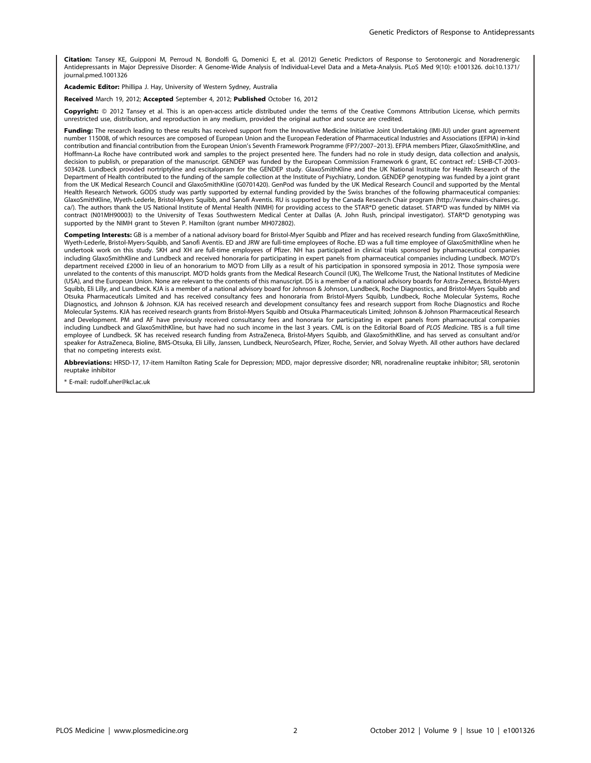**Citation:** Tansey KE, Guipponi M, Perroud N, Bondolfi G, Domenici E, et al. (2012) Genetic Predictors of Response to Serotonergic and Noradrenergic Antidepressants in Major Depressive Disorder: A Genome-Wide Analysis of Individual-Level Data and a Meta-Analysis. PLoS Med 9(10): e1001326. doi:10.1371/journal.pmed.1001326

**Academic Editor:** Phillipa J. Hay, University of Western Sydney, Australia

**Received** March 19, 2012; **Accepted** September 4, 2012; **Published** October 16, 2012

**Copyright:** © 2012 Tansey et al. This is an open-access article distributed under the terms of the Creative Commons Attribution License, which permits unrestricted use, distribution, and reproduction in any medium, provided the original author and source are credited.

**Funding:** The research leading to these results has received support from the Innovative Medicine Initiative Joint Undertaking (IMI-JU) under grant agreement number 115008, of which resources are composed of European Union and the European Federation of Pharmaceutical Industries and Associations (EFPIA) in-kind contribution and financial contribution from the European Union's Seventh Framework Programme (FP7/2007–2013). EFPIA members Pfizer, GlaxoSmithKline, and Hoffmann-La Roche have contributed work and samples to the project presented here. The funders had no role in study design, data collection and analysis, decision to publish, or preparation of the manuscript. GENDEP was funded by the European Commission Framework 6 grant, EC contract ref.: LSHB-CT-2003-503428. Lundbeck provided nortriptyline and escitalopram for the GENDEP study. GlaxoSmithKline and the UK National Institute for Health Research of the Department of Health contributed to the funding of the sample collection at the Institute of Psychiatry, London. GENDEP genotyping was funded by a joint grant from the UK Medical Research Council and GlaxoSmithKline (G0701420). GenPod was funded by the UK Medical Research Council and supported by the Mental Health Research Network. GODS study was partly supported by external funding provided by the Swiss branches of the following pharmaceutical companies: GlaxoSmithKline, Wyeth-Lederle, Bristol-Myers Squibb, and Sanofi Aventis. RU is supported by the Canada Research Chair program (http://www.chairs-chaires.gc.ca/). The authors thank the US National Institute of Mental Health (NIMH) for providing access to the STAR*D genetic dataset. STAR*D was funded by NIMH via contract (N01MH90003) to the University of Texas Southwestern Medical Center at Dallas (A. John Rush, principal investigator). STAR*D genotyping was supported by the NIMH grant to Steven P. Hamilton (grant number MH072802).

**Competing Interests:** GB is a member of a national advisory board for Bristol-Myer Squibb and Pfizer and has received research funding from GlaxoSmithKline, Wyeth-Lederle, Bristol-Myers-Squibb, and Sanofi Aventis. ED and JRW are full-time employees of Roche. ED was a full time employee of GlaxoSmithKline when he undertook work on this study. SKH and XH are full-time employees of Pfizer. NH has participated in clinical trials sponsored by pharmaceutical companies including GlaxoSmithKline and Lundbeck and received honoraria for participating in expert panels from pharmaceutical companies including Lundbeck. MO'D's department received £2000 in lieu of an honorarium to MO'D from Lilly as a result of his participation in sponsored symposia in 2012. Those symposia were unrelated to the contents of this manuscript. MO'D holds grants from the Medical Research Council (UK), The Wellcome Trust, the National Institutes of Medicine (USA), and the European Union. None are relevant to the contents of this manuscript. DS is a member of a national advisory boards for Astra-Zeneca, Bristol-Myers Squibb, Eli Lilly, and Lundbeck. KJA is a member of a national advisory board for Johnson & Johnson, Lundbeck, Roche Diagnostics, and Bristol-Myers Squibb and Otsuka Pharmaceuticals Limited and has received consultancy fees and honoraria from Bristol-Myers Squibb, Lundbeck, Roche Molecular Systems, Roche Diagnostics, and Johnson & Johnson. KJA has received research and development consultancy fees and research support from Roche Diagnostics and Roche Molecular Systems. KJA has received research grants from Bristol-Myers Squibb and Otsuka Pharmaceuticals Limited; Johnson & Johnson Pharmaceutical Research and Development. PM and AF have previously received consultancy fees and honoraria for participating in expert panels from pharmaceutical companies including Lundbeck and GlaxoSmithKline, but have had no such income in the last 3 years. CML is on the Editorial Board of *PLOS Medicine*. TBS is a full time employee of Lundbeck. SK has received research funding from AstraZeneca, Bristol-Myers Squibb, and GlaxoSmithKline, and has served as consultant and/or speaker for AstraZeneca, Bioline, BMS-Otsuka, Eli Lilly, Janssen, Lundbeck, NeuroSearch, Pfizer, Roche, Servier, and Solvay Wyeth. All other authors have declared that no competing interests exist.

**Abbreviations:** HRSD-17, 17-item Hamilton Rating Scale for Depression; MDD, major depressive disorder; NRI, noradrenaline reuptake inhibitor; SRI, serotonin reuptake inhibitor

* E-mail: rudolf.uher@kcl.ac.uk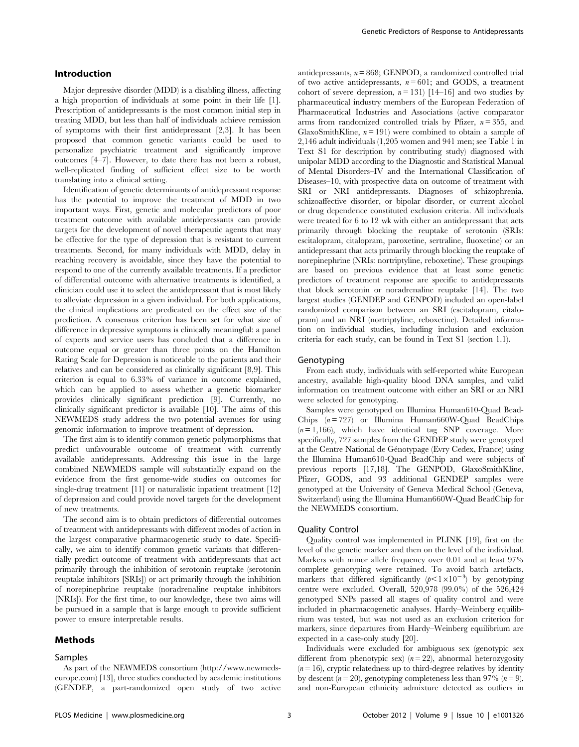## Introduction

Major depressive disorder (MDD) is a disabling illness, affecting a high proportion of individuals at some point in their life [1]. Prescription of antidepressants is the most common initial step in treating MDD, but less than half of individuals achieve remission of symptoms with their first antidepressant [2,3]. It has been proposed that common genetic variants could be used to personalize psychiatric treatment and significantly improve outcomes [4–7]. However, to date there has not been a robust, well-replicated finding of sufficient effect size to be worth translating into a clinical setting.

Identification of genetic determinants of antidepressant response has the potential to improve the treatment of MDD in two important ways. First, genetic and molecular predictors of poor treatment outcome with available antidepressants can provide targets for the development of novel therapeutic agents that may be effective for the type of depression that is resistant to current treatments. Second, for many individuals with MDD, delay in reaching recovery is avoidable, since they have the potential to respond to one of the currently available treatments. If a predictor of differential outcome with alternative treatments is identified, a clinician could use it to select the antidepressant that is most likely to alleviate depression in a given individual. For both applications, the clinical implications are predicated on the effect size of the prediction. A consensus criterion has been set for what size of difference in depressive symptoms is clinically meaningful: a panel of experts and service users has concluded that a difference in outcome equal or greater than three points on the Hamilton Rating Scale for Depression is noticeable to the patients and their relatives and can be considered as clinically significant [8,9]. This criterion is equal to 6.33% of variance in outcome explained, which can be applied to assess whether a genetic biomarker provides clinically significant prediction [9]. Currently, no clinically significant predictor is available [10]. The aims of this NEWMEDS study address the two potential avenues for using genomic information to improve treatment of depression.

The first aim is to identify common genetic polymorphisms that predict unfavourable outcome of treatment with currently available antidepressants. Addressing this issue in the large combined NEWMEDS sample will substantially expand on the evidence from the first genome-wide studies on outcomes for single-drug treatment [11] or naturalistic inpatient treatment [12] of depression and could provide novel targets for the development of new treatments.

The second aim is to obtain predictors of differential outcomes of treatment with antidepressants with different modes of action in the largest comparative pharmacogenetic study to date. Specifically, we aim to identify common genetic variants that differentially predict outcome of treatment with antidepressants that act primarily through the inhibition of serotonin reuptake (serotonin reuptake inhibitors [SRIs]) or act primarily through the inhibition of norepinephrine reuptake (noradrenaline reuptake inhibitors [NRIs]). For the first time, to our knowledge, these two aims will be pursued in a sample that is large enough to provide sufficient power to ensure interpretable results.

## Methods

### Samples

As part of the NEWMEDS consortium (http://www.newmeds-europe.com) [13], three studies conducted by academic institutions (GENDEP, a part-randomized open study of two active antidepressants, $n = 868$; GENPOD, a randomized controlled trial of two active antidepressants, $n = 601$; and GODS, a treatment cohort of severe depression, $n = 131$) [14–16] and two studies by pharmaceutical industry members of the European Federation of Pharmaceutical Industries and Associations (active comparator arms from randomized controlled trials by Pfizer, $n = 355$, and GlaxoSmithKline, $n = 191$) were combined to obtain a sample of 2,146 adult individuals (1,205 women and 941 men; see Table 1 in Text S1 for description by contributing study) diagnosed with unipolar MDD according to the Diagnostic and Statistical Manual of Mental Disorders–IV and the International Classification of Diseases–10, with prospective data on outcome of treatment with SRI or NRI antidepressants. Diagnoses of schizophrenia, schizoaffective disorder, or bipolar disorder, or current alcohol or drug dependence constituted exclusion criteria. All individuals were treated for 6 to 12 wk with either an antidepressant that acts primarily through blocking the reuptake of serotonin (SRIs: escitalopram, citalopram, paroxetine, sertraline, fluoxetine) or an antidepressant that acts primarily through blocking the reuptake of norepinephrine (NRIs: nortriptyline, reboxetine). These groupings are based on previous evidence that at least some genetic predictors of treatment response are specific to antidepressants that block serotonin or noradrenaline reuptake [14]. The two largest studies (GENDEP and GENPOD) included an open-label randomized comparison between an SRI (escitalopram, citalopram) and an NRI (nortriptyline, reboxetine). Detailed information on individual studies, including inclusion and exclusion criteria for each study, can be found in Text S1 (section 1.1).

### Genotyping

From each study, individuals with self-reported white European ancestry, available high-quality blood DNA samples, and valid information on treatment outcome with either an SRI or an NRI were selected for genotyping.

Samples were genotyped on Illumina Human610-Quad BeadChips ($n = 727$) or Illumina Human660W-Quad BeadChips ($n = 1,166$), which have identical tag SNP coverage. More specifically, 727 samples from the GENDEP study were genotyped at the Centre National de Génotypage (Evry Cedex, France) using the Illumina Human610-Quad BeadChip and were subjects of previous reports [17,18]. The GENPOD, GlaxoSmithKline, Pfizer, GODS, and 93 additional GENDEP samples were genotyped at the University of Geneva Medical School (Geneva, Switzerland) using the Illumina Human660W-Quad BeadChip for the NEWMEDS consortium.

### Quality Control

Quality control was implemented in PLINK [19], first on the level of the genetic marker and then on the level of the individual. Markers with minor allele frequency over 0.01 and at least 97% complete genotyping were retained. To avoid batch artefacts, markers that differed significantly ($p < 1 \times 10^{-3}$) by genotyping centre were excluded. Overall, 520,978 (99.0%) of the 526,424 genotyped SNPs passed all stages of quality control and were included in pharmacogenetic analyses. Hardy–Weinberg equilibrium was tested, but was not used as an exclusion criterion for markers, since departures from Hardy–Weinberg equilibrium are expected in a case-only study [20].

Individuals were excluded for ambiguous sex (genotypic sex different from phenotypic sex) ($n = 22$), abnormal heterozygosity ($n = 16$), cryptic relatedness up to third-degree relatives by identity by descent ($n = 20$), genotyping completeness less than 97% ($n = 9$), and non-European ethnicity admixture detected as outliers in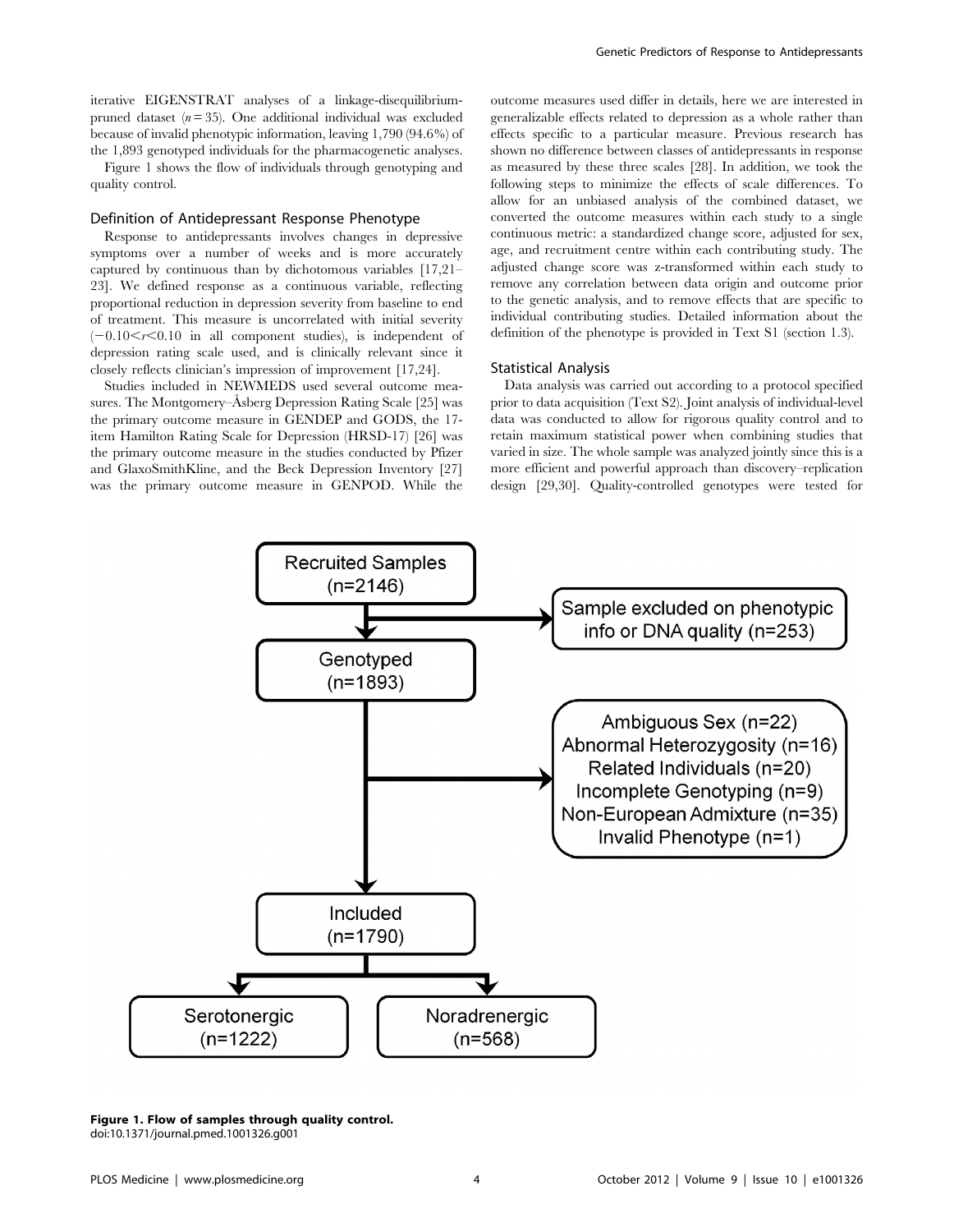iterative EIGENSTRAT analyses of a linkage-disequilibrium-pruned dataset ($n = 35$). One additional individual was excluded because of invalid phenotypic information, leaving 1,790 (94.6%) of the 1,893 genotyped individuals for the pharmacogenetic analyses.

Figure 1 shows the flow of individuals through genotyping and quality control.

### Definition of Antidepressant Response Phenotype

Response to antidepressants involves changes in depressive symptoms over a number of weeks and is more accurately captured by continuous than by dichotomous variables [17,21–23]. We defined response as a continuous variable, reflecting proportional reduction in depression severity from baseline to end of treatment. This measure is uncorrelated with initial severity ($-0.10 < r < 0.10$ in all component studies), is independent of depression rating scale used, and is clinically relevant since it closely reflects clinician's impression of improvement [17,24].

Studies included in NEWMEDS used several outcome measures. The Montgomery–Åsberg Depression Rating Scale [25] was the primary outcome measure in GENDEP and GODS, the 17-item Hamilton Rating Scale for Depression (HRSD-17) [26] was the primary outcome measure in the studies conducted by Pfizer and GlaxoSmithKline, and the Beck Depression Inventory [27] was the primary outcome measure in GENPOD. While the outcome measures used differ in details, here we are interested in generalizable effects related to depression as a whole rather than effects specific to a particular measure. Previous research has shown no difference between classes of antidepressants in response as measured by these three scales [28]. In addition, we took the following steps to minimize the effects of scale differences. To allow for an unbiased analysis of the combined dataset, we converted the outcome measures within each study to a single continuous metric: a standardized change score, adjusted for sex, age, and recruitment centre within each contributing study. The adjusted change score was z-transformed within each study to remove any correlation between data origin and outcome prior to the genetic analysis, and to remove effects that are specific to individual contributing studies. Detailed information about the definition of the phenotype is provided in Text S1 (section 1.3).

### Statistical Analysis

Data analysis was carried out according to a protocol specified prior to data acquisition (Text S2). Joint analysis of individual-level data was conducted to allow for rigorous quality control and to retain maximum statistical power when combining studies that varied in size. The whole sample was analyzed jointly since this is a more efficient and powerful approach than discovery–replication design [29,30]. Quality-controlled genotypes were tested for

**Figure 1. Flow of samples through quality control.**
doi:10.1371/journal.pmed.1001326.g001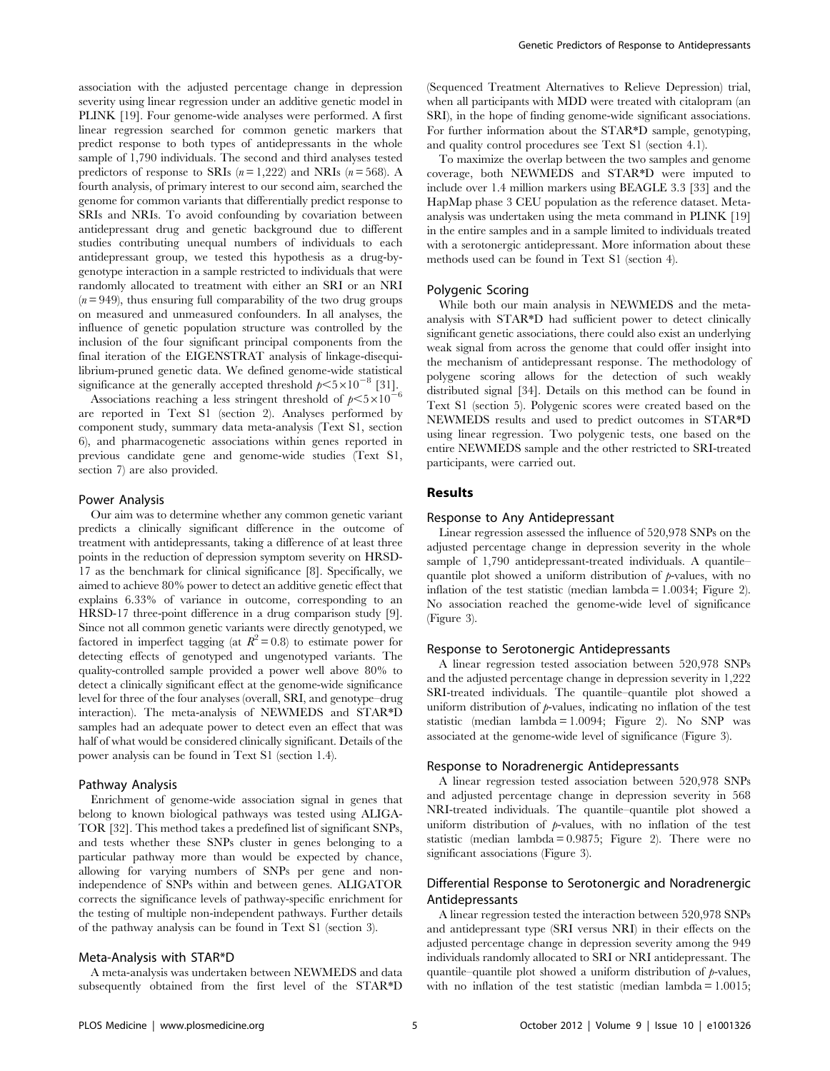association with the adjusted percentage change in depression severity using linear regression under an additive genetic model in PLINK [19]. Four genome-wide analyses were performed. A first linear regression searched for common genetic markers that predict response to both types of antidepressants in the whole sample of 1,790 individuals. The second and third analyses tested predictors of response to SRIs ($n = 1,222$) and NRIs ($n = 568$). A fourth analysis, of primary interest to our second aim, searched the genome for common variants that differentially predict response to SRIs and NRIs. To avoid confounding by covariation between antidepressant drug and genetic background due to different studies contributing unequal numbers of individuals to each antidepressant group, we tested this hypothesis as a drug-by-genotype interaction in a sample restricted to individuals that were randomly allocated to treatment with either an SRI or an NRI ($n = 949$), thus ensuring full comparability of the two drug groups on measured and unmeasured confounders. In all analyses, the influence of genetic population structure was controlled by the inclusion of the four significant principal components from the final iteration of the EIGENSTRAT analysis of linkage-disequilibrium-pruned genetic data. We defined genome-wide statistical significance at the generally accepted threshold $p < 5 \times 10^{-8}$ [31].

Associations reaching a less stringent threshold of $p < 5 \times 10^{-6}$ are reported in Text S1 (section 2). Analyses performed by component study, summary data meta-analysis (Text S1, section 6), and pharmacogenetic associations within genes reported in previous candidate gene and genome-wide studies (Text S1, section 7) are also provided.

### Power Analysis

Our aim was to determine whether any common genetic variant predicts a clinically significant difference in the outcome of treatment with antidepressants, taking a difference of at least three points in the reduction of depression symptom severity on HRSD-17 as the benchmark for clinical significance [8]. Specifically, we aimed to achieve 80% power to detect an additive genetic effect that explains 6.33% of variance in outcome, corresponding to an HRSD-17 three-point difference in a drug comparison study [9]. Since not all common genetic variants were directly genotyped, we factored in imperfect tagging (at $R^2 = 0.8$) to estimate power for detecting effects of genotyped and ungenotyped variants. The quality-controlled sample provided a power well above 80% to detect a clinically significant effect at the genome-wide significance level for three of the four analyses (overall, SRI, and genotype–drug interaction). The meta-analysis of NEWMEDS and STAR*D samples had an adequate power to detect even an effect that was half of what would be considered clinically significant. Details of the power analysis can be found in Text S1 (section 1.4).

### Pathway Analysis

Enrichment of genome-wide association signal in genes that belong to known biological pathways was tested using ALIGATOR [32]. This method takes a predefined list of significant SNPs, and tests whether these SNPs cluster in genes belonging to a particular pathway more than would be expected by chance, allowing for varying numbers of SNPs per gene and non-independence of SNPs within and between genes. ALIGATOR corrects the significance levels of pathway-specific enrichment for the testing of multiple non-independent pathways. Further details of the pathway analysis can be found in Text S1 (section 3).

### Meta-Analysis with STAR*D

A meta-analysis was undertaken between NEWMEDS and data subsequently obtained from the first level of the STAR*D (Sequenced Treatment Alternatives to Relieve Depression) trial, when all participants with MDD were treated with citalopram (an SRI), in the hope of finding genome-wide significant associations. For further information about the STAR*D sample, genotyping, and quality control procedures see Text S1 (section 4.1).

To maximize the overlap between the two samples and genome coverage, both NEWMEDS and STAR*D were imputed to include over 1.4 million markers using BEAGLE 3.3 [33] and the HapMap phase 3 CEU population as the reference dataset. Meta-analysis was undertaken using the meta command in PLINK [19] in the entire samples and in a sample limited to individuals treated with a serotonergic antidepressant. More information about these methods used can be found in Text S1 (section 4).

### Polygenic Scoring

While both our main analysis in NEWMEDS and the meta-analysis with STAR*D had sufficient power to detect clinically significant genetic associations, there could also exist an underlying weak signal from across the genome that could offer insight into the mechanism of antidepressant response. The methodology of polygene scoring allows for the detection of such weakly distributed signal [34]. Details on this method can be found in Text S1 (section 5). Polygenic scores were created based on the NEWMEDS results and used to predict outcomes in STAR*D using linear regression. Two polygenic tests, one based on the entire NEWMEDS sample and the other restricted to SRI-treated participants, were carried out.

## Results

### Response to Any Antidepressant

Linear regression assessed the influence of 520,978 SNPs on the adjusted percentage change in depression severity in the whole sample of 1,790 antidepressant-treated individuals. A quantile–quantile plot showed a uniform distribution of *p*-values, with no inflation of the test statistic (median lambda = 1.0034; Figure 2). No association reached the genome-wide level of significance (Figure 3).

### Response to Serotonergic Antidepressants

A linear regression tested association between 520,978 SNPs and the adjusted percentage change in depression severity in 1,222 SRI-treated individuals. The quantile–quantile plot showed a uniform distribution of *p*-values, indicating no inflation of the test statistic (median lambda = 1.0094; Figure 2). No SNP was associated at the genome-wide level of significance (Figure 3).

### Response to Noradrenergic Antidepressants

A linear regression tested association between 520,978 SNPs and adjusted percentage change in depression severity in 568 NRI-treated individuals. The quantile–quantile plot showed a uniform distribution of *p*-values, with no inflation of the test statistic (median lambda = 0.9875; Figure 2). There were no significant associations (Figure 3).

### Differential Response to Serotonergic and Noradrenergic Antidepressants

A linear regression tested the interaction between 520,978 SNPs and antidepressant type (SRI versus NRI) in their effects on the adjusted percentage change in depression severity among the 949 individuals randomly allocated to SRI or NRI antidepressant. The quantile–quantile plot showed a uniform distribution of *p*-values, with no inflation of the test statistic (median lambda = 1.0015;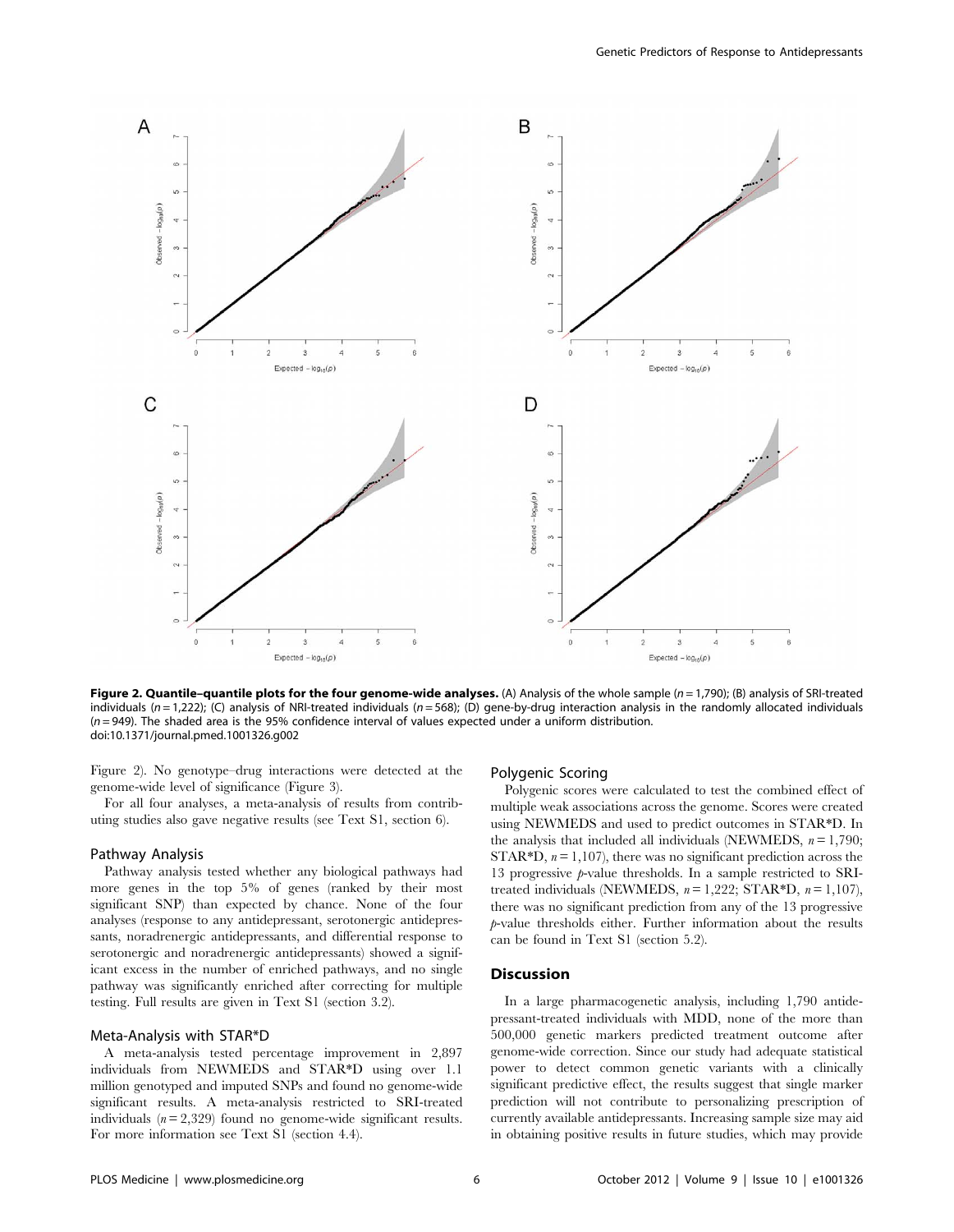**Figure 2. Quantile–quantile plots for the four genome-wide analyses.** (A) Analysis of the whole sample ($n = 1{,}790$); (B) analysis of SRI-treated individuals ($n = 1{,}222$); (C) analysis of NRI-treated individuals ($n = 568$); (D) gene-by-drug interaction analysis in the randomly allocated individuals ($n = 949$). The shaded area is the 95% confidence interval of values expected under a uniform distribution.
doi:10.1371/journal.pmed.1001326.g002

Figure 2). No genotype–drug interactions were detected at the genome-wide level of significance (Figure 3).

For all four analyses, a meta-analysis of results from contributing studies also gave negative results (see Text S1, section 6).

### Pathway Analysis

Pathway analysis tested whether any biological pathways had more genes in the top 5% of genes (ranked by their most significant SNP) than expected by chance. None of the four analyses (response to any antidepressant, serotonergic antidepressants, noradrenergic antidepressants, and differential response to serotonergic and noradrenergic antidepressants) showed a significant excess in the number of enriched pathways, and no single pathway was significantly enriched after correcting for multiple testing. Full results are given in Text S1 (section 3.2).

### Meta-Analysis with STAR*D

A meta-analysis tested percentage improvement in 2,897 individuals from NEWMEDS and STAR*D using over 1.1 million genotyped and imputed SNPs and found no genome-wide significant results. A meta-analysis restricted to SRI-treated individuals ($n = 2{,}329$) found no genome-wide significant results. For more information see Text S1 (section 4.4).

### Polygenic Scoring

Polygenic scores were calculated to test the combined effect of multiple weak associations across the genome. Scores were created using NEWMEDS and used to predict outcomes in STAR*D. In the analysis that included all individuals (NEWMEDS, $n = 1{,}790$; STAR*D, $n = 1{,}107$), there was no significant prediction across the 13 progressive $p$-value thresholds. In a sample restricted to SRI-treated individuals (NEWMEDS, $n = 1{,}222$; STAR*D, $n = 1{,}107$), there was no significant prediction from any of the 13 progressive $p$-value thresholds either. Further information about the results can be found in Text S1 (section 5.2).

## Discussion

In a large pharmacogenetic analysis, including 1,790 antidepressant-treated individuals with MDD, none of the more than 500,000 genetic markers predicted treatment outcome after genome-wide correction. Since our study had adequate statistical power to detect common genetic variants with a clinically significant predictive effect, the results suggest that single marker prediction will not contribute to personalizing prescription of currently available antidepressants. Increasing sample size may aid in obtaining positive results in future studies, which may provide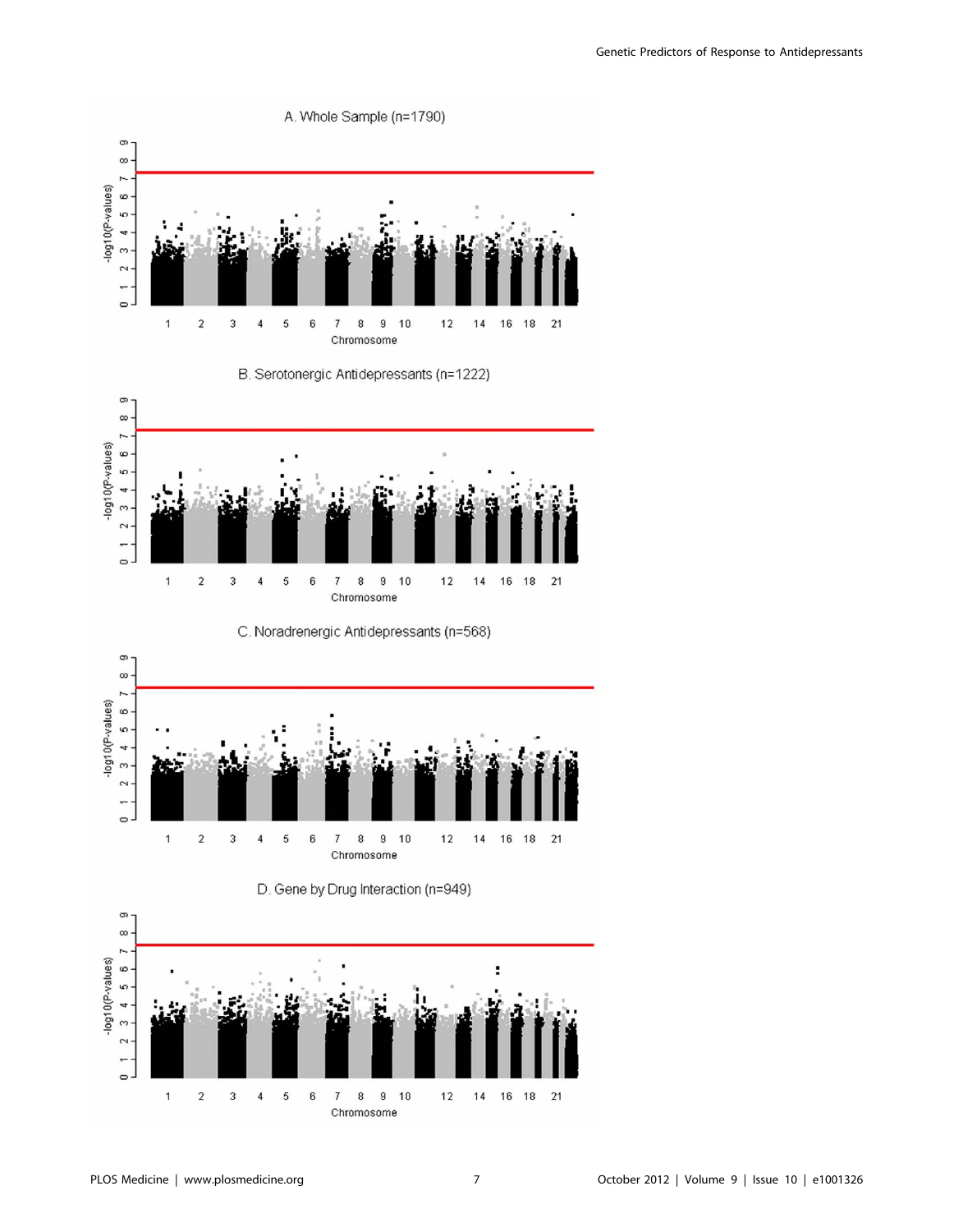A. Whole Sample (n=1790)

B. Serotonergic Antidepressants (n=1222)

C. Noradrenergic Antidepressants (n=568)

D. Gene by Drug Interaction (n=949)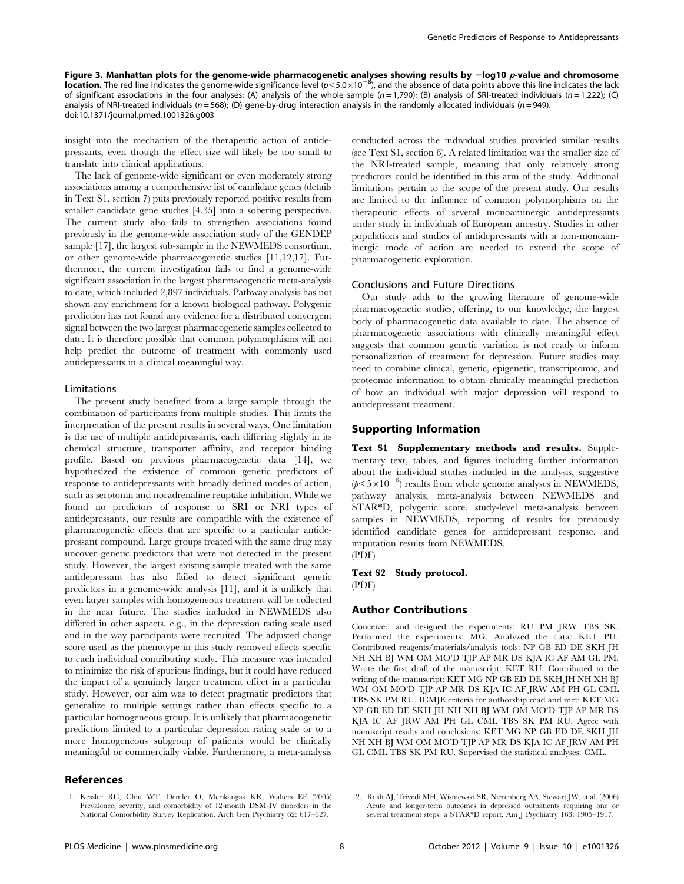**Figure 3. Manhattan plots for the genome-wide pharmacogenetic analyses showing results by −log10 *p*-value and chromosome location.** The red line indicates the genome-wide significance level ($p<5.0\times10^{-8}$), and the absence of data points above this line indicates the lack of significant associations in the four analyses: (A) analysis of the whole sample ($n = 1{,}790$); (B) analysis of SRI-treated individuals ($n = 1{,}222$); (C) analysis of NRI-treated individuals ($n = 568$); (D) gene-by-drug interaction analysis in the randomly allocated individuals ($n = 949$).
doi:10.1371/journal.pmed.1001326.g003

insight into the mechanism of the therapeutic action of antidepressants, even though the effect size will likely be too small to translate into clinical applications.

The lack of genome-wide significant or even moderately strong associations among a comprehensive list of candidate genes (details in Text S1, section 7) puts previously reported positive results from smaller candidate gene studies [4,35] into a sobering perspective. The current study also fails to strengthen associations found previously in the genome-wide association study of the GENDEP sample [17], the largest sub-sample in the NEWMEDS consortium, or other genome-wide pharmacogenetic studies [11,12,17]. Furthermore, the current investigation fails to find a genome-wide significant association in the largest pharmacogenetic meta-analysis to date, which included 2,897 individuals. Pathway analysis has not shown any enrichment for a known biological pathway. Polygenic prediction has not found any evidence for a distributed convergent signal between the two largest pharmacogenetic samples collected to date. It is therefore possible that common polymorphisms will not help predict the outcome of treatment with commonly used antidepressants in a clinical meaningful way.

### Limitations

The present study benefited from a large sample through the combination of participants from multiple studies. This limits the interpretation of the present results in several ways. One limitation is the use of multiple antidepressants, each differing slightly in its chemical structure, transporter affinity, and receptor binding profile. Based on previous pharmacogenetic data [14], we hypothesized the existence of common genetic predictors of response to antidepressants with broadly defined modes of action, such as serotonin and noradrenaline reuptake inhibition. While we found no predictors of response to SRI or NRI types of antidepressants, our results are compatible with the existence of pharmacogenetic effects that are specific to a particular antidepressant compound. Large groups treated with the same drug may uncover genetic predictors that were not detected in the present study. However, the largest existing sample treated with the same antidepressant has also failed to detect significant genetic predictors in a genome-wide analysis [11], and it is unlikely that even larger samples with homogeneous treatment will be collected in the near future. The studies included in NEWMEDS also differed in other aspects, e.g., in the depression rating scale used and in the way participants were recruited. The adjusted change score used as the phenotype in this study removed effects specific to each individual contributing study. This measure was intended to minimize the risk of spurious findings, but it could have reduced the impact of a genuinely larger treatment effect in a particular study. However, our aim was to detect pragmatic predictors that generalize to multiple settings rather than effects specific to a particular homogeneous group. It is unlikely that pharmacogenetic predictions limited to a particular depression rating scale or to a more homogeneous subgroup of patients would be clinically meaningful or commercially viable. Furthermore, a meta-analysis conducted across the individual studies provided similar results (see Text S1, section 6). A related limitation was the smaller size of the NRI-treated sample, meaning that only relatively strong predictors could be identified in this arm of the study. Additional limitations pertain to the scope of the present study. Our results are limited to the influence of common polymorphisms on the therapeutic effects of several monoaminergic antidepressants under study in individuals of European ancestry. Studies in other populations and studies of antidepressants with a non-monoaminergic mode of action are needed to extend the scope of pharmacogenetic exploration.

### Conclusions and Future Directions

Our study adds to the growing literature of genome-wide pharmacogenetic studies, offering, to our knowledge, the largest body of pharmacogenetic data available to date. The absence of pharmacogenetic associations with clinically meaningful effect suggests that common genetic variation is not ready to inform personalization of treatment for depression. Future studies may need to combine clinical, genetic, epigenetic, transcriptomic, and proteomic information to obtain clinically meaningful prediction of how an individual with major depression will respond to antidepressant treatment.

## Supporting Information

**Text S1 Supplementary methods and results.** Supplementary text, tables, and figures including further information about the individual studies included in the analysis, suggestive ($p<5\times10^{-6}$) results from whole genome analyses in NEWMEDS, pathway analysis, meta-analysis between NEWMEDS and STAR*D, polygenic score, study-level meta-analysis between samples in NEWMEDS, reporting of results for previously identified candidate genes for antidepressant response, and imputation results from NEWMEDS.
(PDF)

**Text S2 Study protocol.**
(PDF)

## Author Contributions

Conceived and designed the experiments: RU PM JRW TBS SK. Performed the experiments: MG. Analyzed the data: KET PH. Contributed reagents/materials/analysis tools: NP GB ED DE SKH JH NH XH BJ WM OM MO'D TJP AP MR DS KJA IC AF AM GL PM. Wrote the first draft of the manuscript: KET RU. Contributed to the writing of the manuscript: KET MG NP GB ED DE SKH JH NH XH BJ WM OM MO'D TJP AP MR DS KJA IC AF JRW AM PH GL CML TBS SK PM RU. ICMJE criteria for authorship read and met: KET MG NP GB ED DE SKH JH NH XH BJ WM OM MO'D TJP AP MR DS KJA IC AF JRW AM PH GL CML TBS SK PM RU. Agree with manuscript results and conclusions: KET MG NP GB ED DE SKH JH NH XH BJ WM OM MO'D TJP AP MR DS KJA IC AF JRW AM PH GL CML TBS SK PM RU. Supervised the statistical analyses: CML.

## References

1. Kessler RC, Chiu WT, Demler O, Merikangas KR, Walters EE (2005) Prevalence, severity, and comorbidity of 12-month DSM-IV disorders in the National Comorbidity Survey Replication. Arch Gen Psychiatry 62: 617–627.
2. Rush AJ, Trivedi MH, Wisniewski SR, Nierenberg AA, Stewart JW, et al. (2006) Acute and longer-term outcomes in depressed outpatients requiring one or several treatment steps: a STAR*D report. Am J Psychiatry 163: 1905–1917.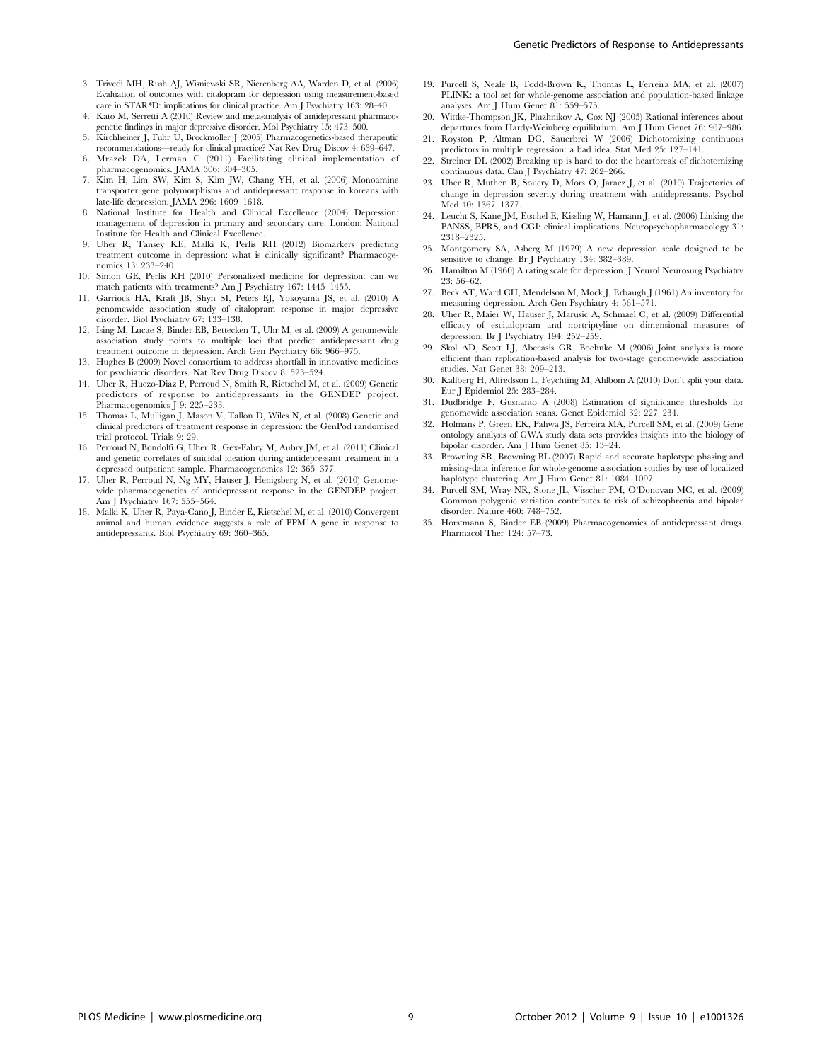3. Trivedi MH, Rush AJ, Wisniewski SR, Nierenberg AA, Warden D, et al. (2006) Evaluation of outcomes with citalopram for depression using measurement-based care in STAR*D: implications for clinical practice. Am J Psychiatry 163: 28–40.
4. Kato M, Serretti A (2010) Review and meta-analysis of antidepressant pharmacogenetic findings in major depressive disorder. Mol Psychiatry 15: 473–500.
5. Kirchheiner J, Fuhr U, Brockmoller J (2005) Pharmacogenetics-based therapeutic recommendations—ready for clinical practice? Nat Rev Drug Discov 4: 639–647.
6. Mrazek DA, Lerman C (2011) Facilitating clinical implementation of pharmacogenomics. JAMA 306: 304–305.
7. Kim H, Lim SW, Kim S, Kim JW, Chang YH, et al. (2006) Monoamine transporter gene polymorphisms and antidepressant response in koreans with late-life depression. JAMA 296: 1609–1618.
8. National Institute for Health and Clinical Excellence (2004) Depression: management of depression in primary and secondary care. London: National Institute for Health and Clinical Excellence.
9. Uher R, Tansey KE, Malki K, Perlis RH (2012) Biomarkers predicting treatment outcome in depression: what is clinically significant? Pharmacogenomics 13: 233–240.
10. Simon GE, Perlis RH (2010) Personalized medicine for depression: can we match patients with treatments? Am J Psychiatry 167: 1445–1455.
11. Garriock HA, Kraft JB, Shyn SI, Peters EJ, Yokoyama JS, et al. (2010) A genomewide association study of citalopram response in major depressive disorder. Biol Psychiatry 67: 133–138.
12. Ising M, Lucae S, Binder EB, Bettecken T, Uhr M, et al. (2009) A genomewide association study points to multiple loci that predict antidepressant drug treatment outcome in depression. Arch Gen Psychiatry 66: 966–975.
13. Hughes B (2009) Novel consortium to address shortfall in innovative medicines for psychiatric disorders. Nat Rev Drug Discov 8: 523–524.
14. Uher R, Huezo-Diaz P, Perroud N, Smith R, Rietschel M, et al. (2009) Genetic predictors of response to antidepressants in the GENDEP project. Pharmacogenomics J 9: 225–233.
15. Thomas L, Mulligan J, Mason V, Tallon D, Wiles N, et al. (2008) Genetic and clinical predictors of treatment response in depression: the GenPod randomised trial protocol. Trials 9: 29.
16. Perroud N, Bondolfi G, Uher R, Gex-Fabry M, Aubry JM, et al. (2011) Clinical and genetic correlates of suicidal ideation during antidepressant treatment in a depressed outpatient sample. Pharmacogenomics 12: 365–377.
17. Uher R, Perroud N, Ng MY, Hauser J, Henigsberg N, et al. (2010) Genome-wide pharmacogenetics of antidepressant response in the GENDEP project. Am J Psychiatry 167: 555–564.
18. Malki K, Uher R, Paya-Cano J, Binder E, Rietschel M, et al. (2010) Convergent animal and human evidence suggests a role of PPM1A gene in response to antidepressants. Biol Psychiatry 69: 360–365.
19. Purcell S, Neale B, Todd-Brown K, Thomas L, Ferreira MA, et al. (2007) PLINK: a tool set for whole-genome association and population-based linkage analyses. Am J Hum Genet 81: 559–575.
20. Wittke-Thompson JK, Pluzhnikov A, Cox NJ (2005) Rational inferences about departures from Hardy-Weinberg equilibrium. Am J Hum Genet 76: 967–986.
21. Royston P, Altman DG, Sauerbrei W (2006) Dichotomizing continuous predictors in multiple regression: a bad idea. Stat Med 25: 127–141.
22. Streiner DL (2002) Breaking up is hard to do: the heartbreak of dichotomizing continuous data. Can J Psychiatry 47: 262–266.
23. Uher R, Muthen B, Souery D, Mors O, Jaracz J, et al. (2010) Trajectories of change in depression severity during treatment with antidepressants. Psychol Med 40: 1367–1377.
24. Leucht S, Kane JM, Etschel E, Kissling W, Hamann J, et al. (2006) Linking the PANSS, BPRS, and CGI: clinical implications. Neuropsychopharmacology 31: 2318–2325.
25. Montgomery SA, Asberg M (1979) A new depression scale designed to be sensitive to change. Br J Psychiatry 134: 382–389.
26. Hamilton M (1960) A rating scale for depression. J Neurol Neurosurg Psychiatry 23: 56–62.
27. Beck AT, Ward CH, Mendelson M, Mock J, Erbaugh J (1961) An inventory for measuring depression. Arch Gen Psychiatry 4: 561–571.
28. Uher R, Maier W, Hauser J, Marusic A, Schmael C, et al. (2009) Differential efficacy of escitalopram and nortriptyline on dimensional measures of depression. Br J Psychiatry 194: 252–259.
29. Skol AD, Scott LJ, Abecasis GR, Boehnke M (2006) Joint analysis is more efficient than replication-based analysis for two-stage genome-wide association studies. Nat Genet 38: 209–213.
30. Kallberg H, Alfredsson L, Feychting M, Ahlbom A (2010) Don't split your data. Eur J Epidemiol 25: 283–284.
31. Dudbridge F, Gusnanto A (2008) Estimation of significance thresholds for genomewide association scans. Genet Epidemiol 32: 227–234.
32. Holmans P, Green EK, Pahwa JS, Ferreira MA, Purcell SM, et al. (2009) Gene ontology analysis of GWA study data sets provides insights into the biology of bipolar disorder. Am J Hum Genet 85: 13–24.
33. Browning SR, Browning BL (2007) Rapid and accurate haplotype phasing and missing-data inference for whole-genome association studies by use of localized haplotype clustering. Am J Hum Genet 81: 1084–1097.
34. Purcell SM, Wray NR, Stone JL, Visscher PM, O'Donovan MC, et al. (2009) Common polygenic variation contributes to risk of schizophrenia and bipolar disorder. Nature 460: 748–752.
35. Horstmann S, Binder EB (2009) Pharmacogenomics of antidepressant drugs. Pharmacol Ther 124: 57–73.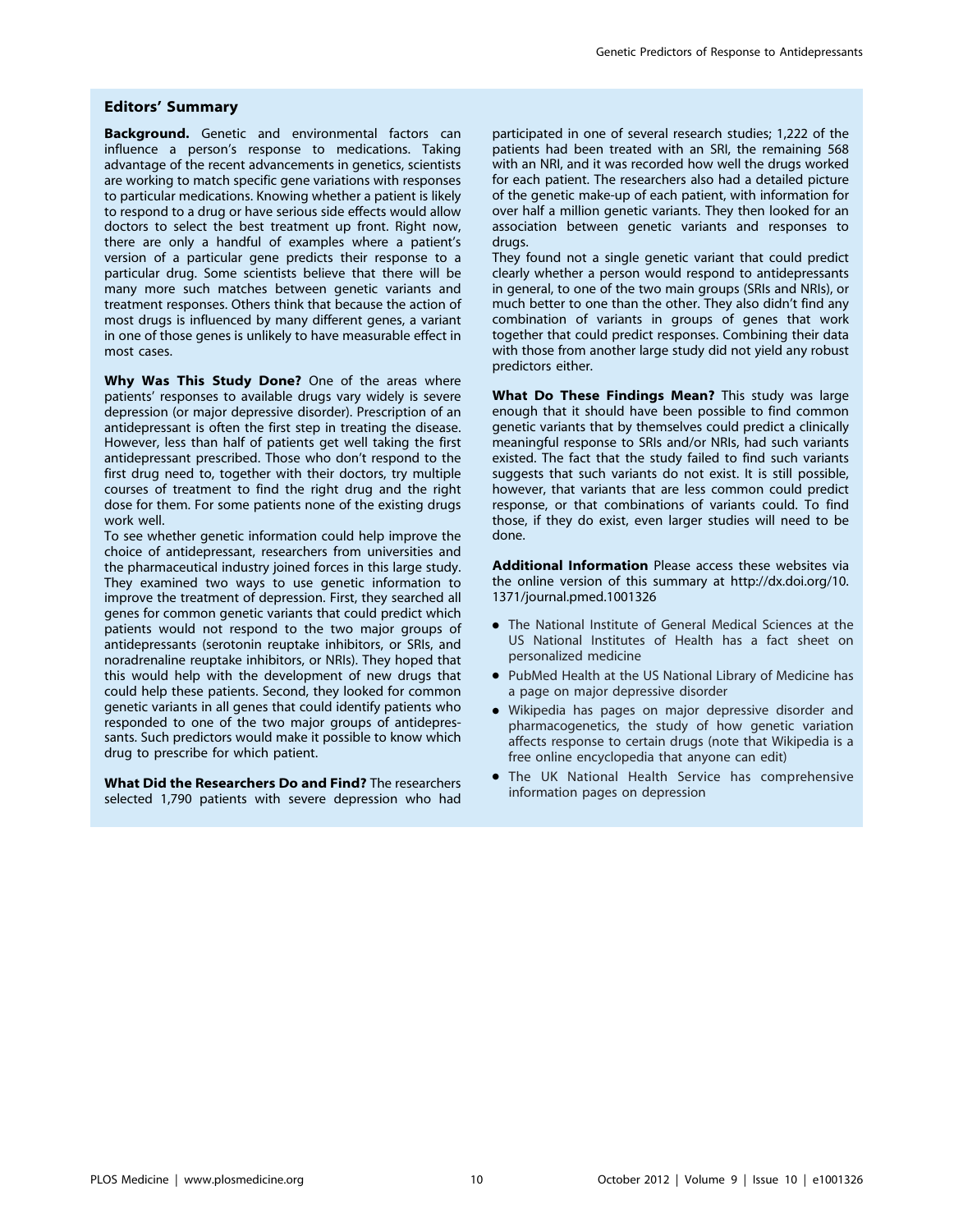## Editors' Summary

**Background.** Genetic and environmental factors can influence a person's response to medications. Taking advantage of the recent advancements in genetics, scientists are working to match specific gene variations with responses to particular medications. Knowing whether a patient is likely to respond to a drug or have serious side effects would allow doctors to select the best treatment up front. Right now, there are only a handful of examples where a patient's version of a particular gene predicts their response to a particular drug. Some scientists believe that there will be many more such matches between genetic variants and treatment responses. Others think that because the action of most drugs is influenced by many different genes, a variant in one of those genes is unlikely to have measurable effect in most cases.

**Why Was This Study Done?** One of the areas where patients' responses to available drugs vary widely is severe depression (or major depressive disorder). Prescription of an antidepressant is often the first step in treating the disease. However, less than half of patients get well taking the first antidepressant prescribed. Those who don't respond to the first drug need to, together with their doctors, try multiple courses of treatment to find the right drug and the right dose for them. For some patients none of the existing drugs work well.

To see whether genetic information could help improve the choice of antidepressant, researchers from universities and the pharmaceutical industry joined forces in this large study. They examined two ways to use genetic information to improve the treatment of depression. First, they searched all genes for common genetic variants that could predict which patients would not respond to the two major groups of antidepressants (serotonin reuptake inhibitors, or SRIs, and noradrenaline reuptake inhibitors, or NRIs). They hoped that this would help with the development of new drugs that could help these patients. Second, they looked for common genetic variants in all genes that could identify patients who responded to one of the two major groups of antidepressants. Such predictors would make it possible to know which drug to prescribe for which patient.

**What Did the Researchers Do and Find?** The researchers selected 1,790 patients with severe depression who had participated in one of several research studies; 1,222 of the patients had been treated with an SRI, the remaining 568 with an NRI, and it was recorded how well the drugs worked for each patient. The researchers also had a detailed picture of the genetic make-up of each patient, with information for over half a million genetic variants. They then looked for an association between genetic variants and responses to drugs.

They found not a single genetic variant that could predict clearly whether a person would respond to antidepressants in general, to one of the two main groups (SRIs and NRIs), or much better to one than the other. They also didn't find any combination of variants in groups of genes that work together that could predict responses. Combining their data with those from another large study did not yield any robust predictors either.

**What Do These Findings Mean?** This study was large enough that it should have been possible to find common genetic variants that by themselves could predict a clinically meaningful response to SRIs and/or NRIs, had such variants existed. The fact that the study failed to find such variants suggests that such variants do not exist. It is still possible, however, that variants that are less common could predict response, or that combinations of variants could. To find those, if they do exist, even larger studies will need to be done.

**Additional Information** Please access these websites via the online version of this summary at http://dx.doi.org/10.1371/journal.pmed.1001326

- The National Institute of General Medical Sciences at the US National Institutes of Health has a fact sheet on personalized medicine
- PubMed Health at the US National Library of Medicine has a page on major depressive disorder
- Wikipedia has pages on major depressive disorder and pharmacogenetics, the study of how genetic variation affects response to certain drugs (note that Wikipedia is a free online encyclopedia that anyone can edit)
- The UK National Health Service has comprehensive information pages on depression